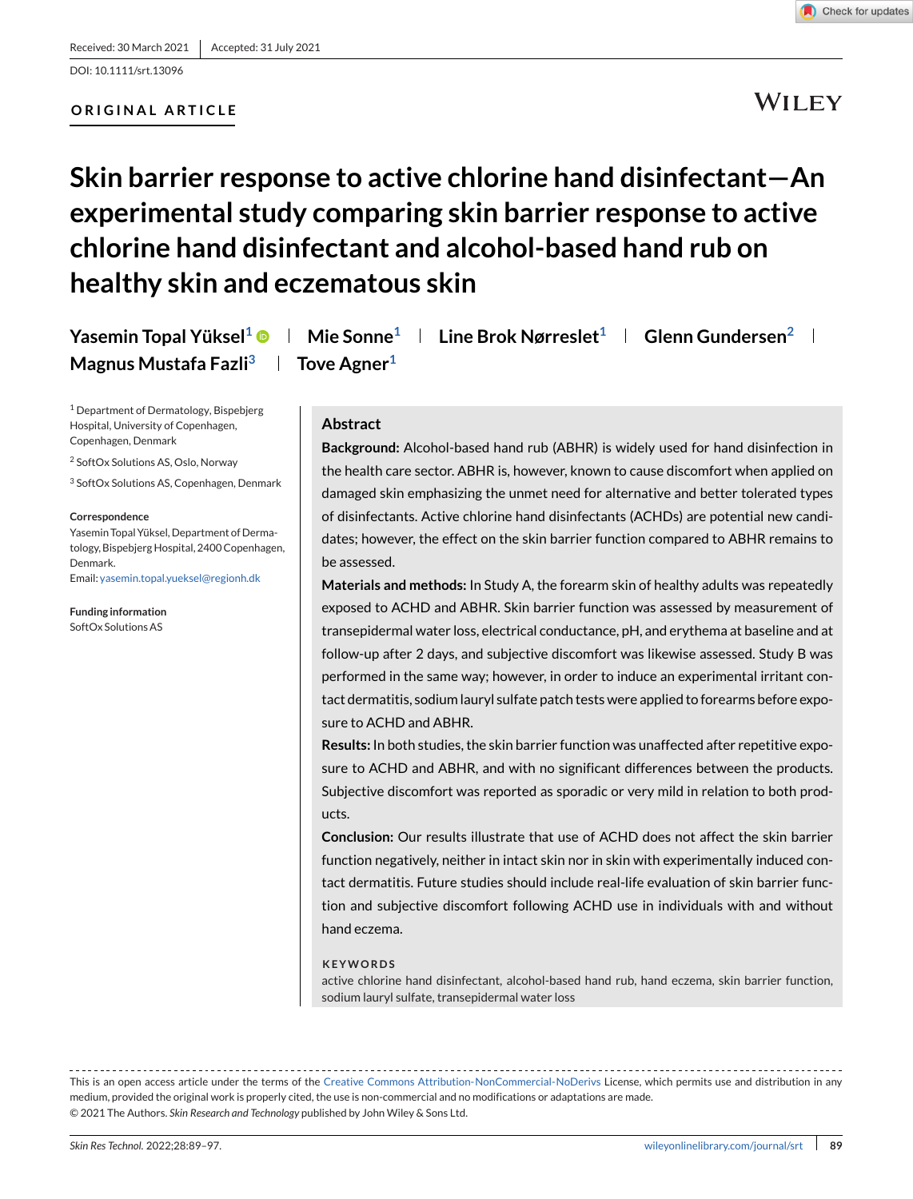Received: 30 March 2021 | Accepted: 31 July 2021

DOI: 10.1111/srt.13096

ORIGINAL ARTICLE

# Skin barrier response to active chlorine hand disinfectant—An experimental study comparing skin barrier response to active chlorine hand disinfectant and alcohol-based hand rub on healthy skin and eczematous skin

Yasemin Topal Yüksel[1] | Mie Sonne[1] | Line Brok Nørreslet[1] | Glenn Gundersen[2] | Magnus Mustafa Fazli[3] | Tove Agner[1]

[1] Department of Dermatology, Bispebjerg Hospital, University of Copenhagen, Copenhagen, Denmark

[2] SoftOx Solutions AS, Oslo, Norway

[3] SoftOx Solutions AS, Copenhagen, Denmark

**Correspondence**
Yasemin Topal Yüksel, Department of Dermatology, Bispebjerg Hospital, 2400 Copenhagen, Denmark.
Email: yasemin.topal.yueksel@regionh.dk

**Funding information**
SoftOx Solutions AS

## Abstract

**Background:** Alcohol-based hand rub (ABHR) is widely used for hand disinfection in the health care sector. ABHR is, however, known to cause discomfort when applied on damaged skin emphasizing the unmet need for alternative and better tolerated types of disinfectants. Active chlorine hand disinfectants (ACHDs) are potential new candidates; however, the effect on the skin barrier function compared to ABHR remains to be assessed.

**Materials and methods:** In Study A, the forearm skin of healthy adults was repeatedly exposed to ACHD and ABHR. Skin barrier function was assessed by measurement of transepidermal water loss, electrical conductance, pH, and erythema at baseline and at follow-up after 2 days, and subjective discomfort was likewise assessed. Study B was performed in the same way; however, in order to induce an experimental irritant contact dermatitis, sodium lauryl sulfate patch tests were applied to forearms before exposure to ACHD and ABHR.

**Results:** In both studies, the skin barrier function was unaffected after repetitive exposure to ACHD and ABHR, and with no significant differences between the products. Subjective discomfort was reported as sporadic or very mild in relation to both products.

**Conclusion:** Our results illustrate that use of ACHD does not affect the skin barrier function negatively, neither in intact skin nor in skin with experimentally induced contact dermatitis. Future studies should include real-life evaluation of skin barrier function and subjective discomfort following ACHD use in individuals with and without hand eczema.

**KEYWORDS**
active chlorine hand disinfectant, alcohol-based hand rub, hand eczema, skin barrier function, sodium lauryl sulfate, transepidermal water loss

---

This is an open access article under the terms of the Creative Commons Attribution-NonCommercial-NoDerivs License, which permits use and distribution in any medium, provided the original work is properly cited, the use is non-commercial and no modifications or adaptations are made.
© 2021 The Authors. *Skin Research and Technology* published by John Wiley & Sons Ltd.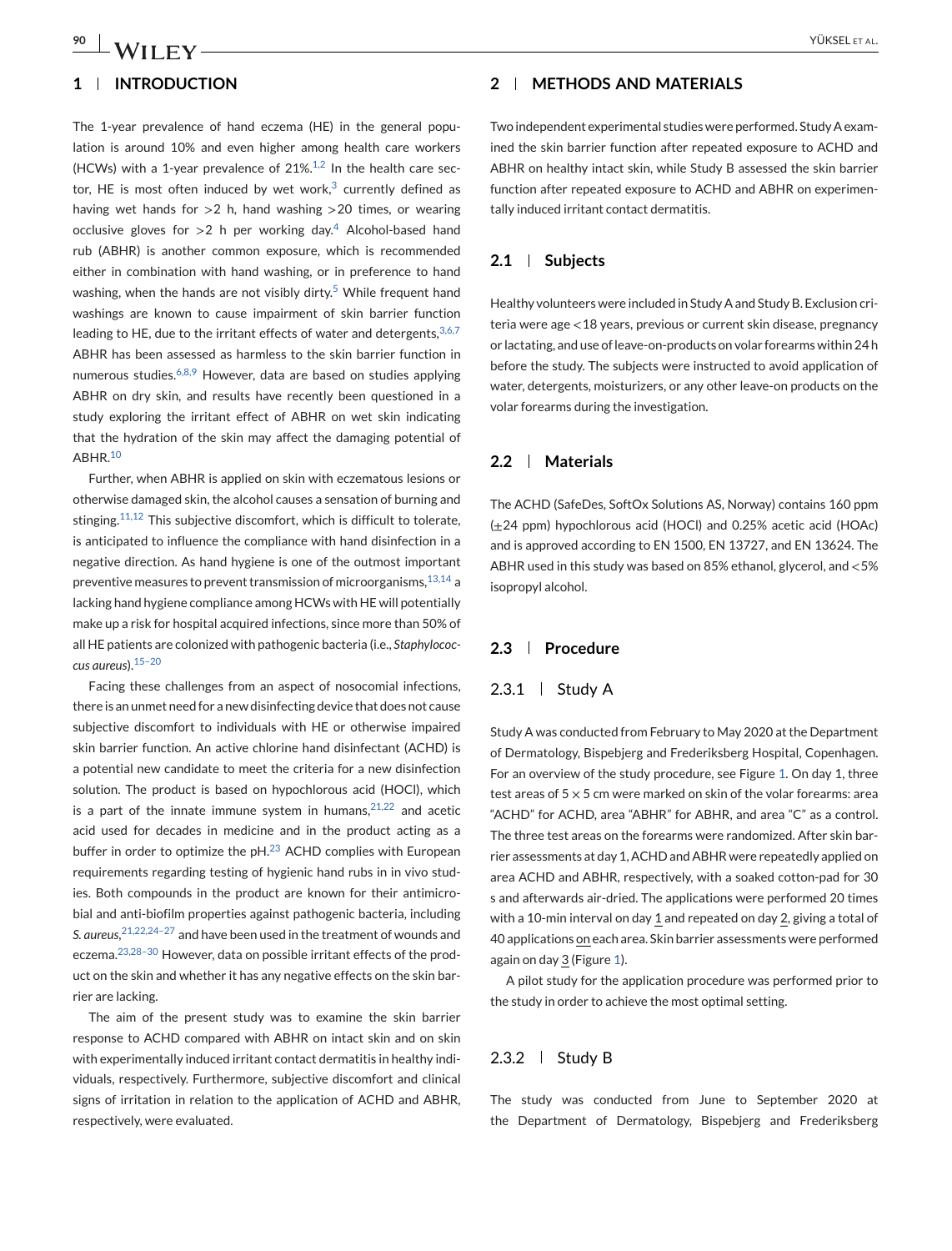## 1 | INTRODUCTION

The 1-year prevalence of hand eczema (HE) in the general population is around 10% and even higher among health care workers (HCWs) with a 1-year prevalence of 21%.[1,2] In the health care sector, HE is most often induced by wet work,[3] currently defined as having wet hands for >2 h, hand washing >20 times, or wearing occlusive gloves for >2 h per working day.[4] Alcohol-based hand rub (ABHR) is another common exposure, which is recommended either in combination with hand washing, or in preference to hand washing, when the hands are not visibly dirty.[5] While frequent hand washings are known to cause impairment of skin barrier function leading to HE, due to the irritant effects of water and detergents,[3,6,7] ABHR has been assessed as harmless to the skin barrier function in numerous studies.[6,8,9] However, data are based on studies applying ABHR on dry skin, and results have recently been questioned in a study exploring the irritant effect of ABHR on wet skin indicating that the hydration of the skin may affect the damaging potential of ABHR.[10]

Further, when ABHR is applied on skin with eczematous lesions or otherwise damaged skin, the alcohol causes a sensation of burning and stinging.[11,12] This subjective discomfort, which is difficult to tolerate, is anticipated to influence the compliance with hand disinfection in a negative direction. As hand hygiene is one of the outmost important preventive measures to prevent transmission of microorganisms,[13,14] a lacking hand hygiene compliance among HCWs with HE will potentially make up a risk for hospital acquired infections, since more than 50% of all HE patients are colonized with pathogenic bacteria (i.e., *Staphylococcus aureus*).[15–20]

Facing these challenges from an aspect of nosocomial infections, there is an unmet need for a new disinfecting device that does not cause subjective discomfort to individuals with HE or otherwise impaired skin barrier function. An active chlorine hand disinfectant (ACHD) is a potential new candidate to meet the criteria for a new disinfection solution. The product is based on hypochlorous acid (HOCl), which is a part of the innate immune system in humans,[21,22] and acetic acid used for decades in medicine and in the product acting as a buffer in order to optimize the pH.[23] ACHD complies with European requirements regarding testing of hygienic hand rubs in in vivo studies. Both compounds in the product are known for their antimicrobial and anti-biofilm properties against pathogenic bacteria, including *S. aureus*,[21,22,24–27] and have been used in the treatment of wounds and eczema.[23,28–30] However, data on possible irritant effects of the product on the skin and whether it has any negative effects on the skin barrier are lacking.

The aim of the present study was to examine the skin barrier response to ACHD compared with ABHR on intact skin and on skin with experimentally induced irritant contact dermatitis in healthy individuals, respectively. Furthermore, subjective discomfort and clinical signs of irritation in relation to the application of ACHD and ABHR, respectively, were evaluated.

## 2 | METHODS AND MATERIALS

Two independent experimental studies were performed. Study A examined the skin barrier function after repeated exposure to ACHD and ABHR on healthy intact skin, while Study B assessed the skin barrier function after repeated exposure to ACHD and ABHR on experimentally induced irritant contact dermatitis.

### 2.1 | Subjects

Healthy volunteers were included in Study A and Study B. Exclusion criteria were age <18 years, previous or current skin disease, pregnancy or lactating, and use of leave-on-products on volar forearms within 24 h before the study. The subjects were instructed to avoid application of water, detergents, moisturizers, or any other leave-on products on the volar forearms during the investigation.

### 2.2 | Materials

The ACHD (SafeDes, SoftOx Solutions AS, Norway) contains 160 ppm (±24 ppm) hypochlorous acid (HOCl) and 0.25% acetic acid (HOAc) and is approved according to EN 1500, EN 13727, and EN 13624. The ABHR used in this study was based on 85% ethanol, glycerol, and <5% isopropyl alcohol.

### 2.3 | Procedure

#### 2.3.1 | Study A

Study A was conducted from February to May 2020 at the Department of Dermatology, Bispebjerg and Frederiksberg Hospital, Copenhagen. For an overview of the study procedure, see Figure 1. On day 1, three test areas of 5 × 5 cm were marked on skin of the volar forearms: area "ACHD" for ACHD, area "ABHR" for ABHR, and area "C" as a control. The three test areas on the forearms were randomized. After skin barrier assessments at day 1, ACHD and ABHR were repeatedly applied on area ACHD and ABHR, respectively, with a soaked cotton-pad for 30 s and afterwards air-dried. The applications were performed 20 times with a 10-min interval on day 1 and repeated on day 2, giving a total of 40 applications on each area. Skin barrier assessments were performed again on day 3 (Figure 1).

A pilot study for the application procedure was performed prior to the study in order to achieve the most optimal setting.

#### 2.3.2 | Study B

The study was conducted from June to September 2020 at the Department of Dermatology, Bispebjerg and Frederiksberg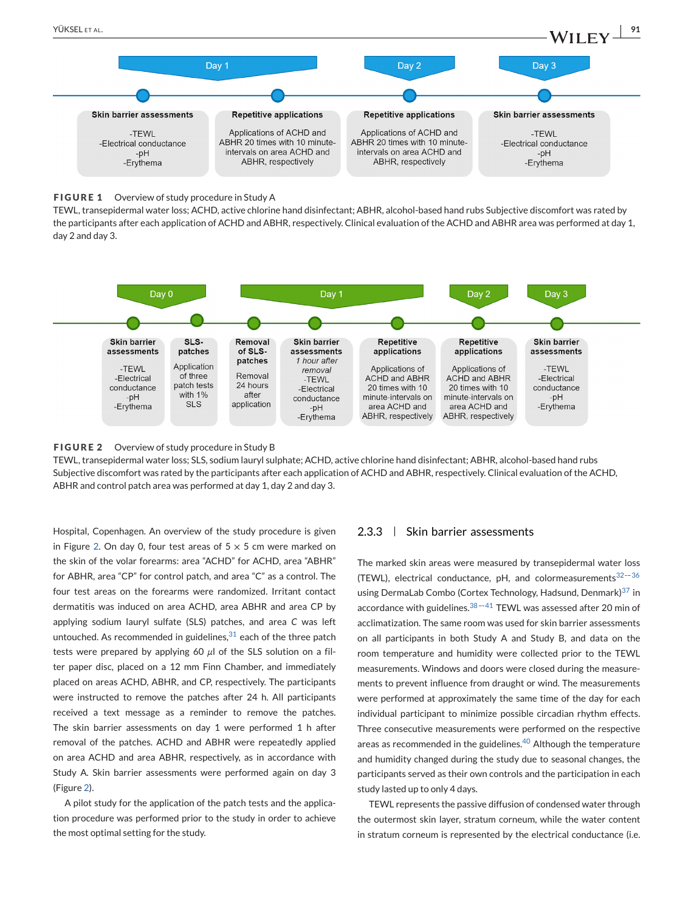| Day 1 | | Day 2 | Day 3 |
|---|---|---|---|
| **Skin barrier assessments** -TEWL -Electrical conductance -pH -Erythema | **Repetitive applications** Applications of ACHD and ABHR 20 times with 10 minute-intervals on area ACHD and ABHR, respectively | **Repetitive applications** Applications of ACHD and ABHR 20 times with 10 minute-intervals on area ACHD and ABHR, respectively | **Skin barrier assessments** -TEWL -Electrical conductance -pH -Erythema |

**FIGURE 1** Overview of study procedure in Study A

TEWL, transepidermal water loss; ACHD, active chlorine hand disinfectant; ABHR, alcohol-based hand rubs Subjective discomfort was rated by the participants after each application of ACHD and ABHR, respectively. Clinical evaluation of the ACHD and ABHR area was performed at day 1, day 2 and day 3.

| Day 0 | | Day 1 | | | Day 2 | Day 3 |
|---|---|---|---|---|---|---|
| **Skin barrier assessments** -TEWL -Electrical conductance -pH -Erythema | **SLS-patches** Application of three patch tests with 1% SLS | **Removal of SLS-patches** Removal 24 hours after application | **Skin barrier assessments** *1 hour after removal* -TEWL -Electrical conductance -pH -Erythema | **Repetitive applications** Applications of ACHD and ABHR 20 times with 10 minute-intervals on area ACHD and ABHR, respectively | **Repetitive applications** Applications of ACHD and ABHR 20 times with 10 minute-intervals on area ACHD and ABHR, respectively | **Skin barrier assessments** -TEWL -Electrical conductance -pH -Erythema |

**FIGURE 2** Overview of study procedure in Study B

TEWL, transepidermal water loss; SLS, sodium lauryl sulphate; ACHD, active chlorine hand disinfectant; ABHR, alcohol-based hand rubs Subjective discomfort was rated by the participants after each application of ACHD and ABHR, respectively. Clinical evaluation of the ACHD, ABHR and control patch area was performed at day 1, day 2 and day 3.

Hospital, Copenhagen. An overview of the study procedure is given in Figure 2. On day 0, four test areas of 5 × 5 cm were marked on the skin of the volar forearms: area "ACHD" for ACHD, area "ABHR" for ABHR, area "CP" for control patch, and area "C" as a control. The four test areas on the forearms were randomized. Irritant contact dermatitis was induced on area ACHD, area ABHR and area CP by applying sodium lauryl sulfate (SLS) patches, and area *C* was left untouched. As recommended in guidelines,[31] each of the three patch tests were prepared by applying 60 $\mu$l of the SLS solution on a filter paper disc, placed on a 12 mm Finn Chamber, and immediately placed on areas ACHD, ABHR, and CP, respectively. The participants were instructed to remove the patches after 24 h. All participants received a text message as a reminder to remove the patches. The skin barrier assessments on day 1 were performed 1 h after removal of the patches. ACHD and ABHR were repeatedly applied on area ACHD and area ABHR, respectively, as in accordance with Study A. Skin barrier assessments were performed again on day 3 (Figure 2).

A pilot study for the application of the patch tests and the application procedure was performed prior to the study in order to achieve the most optimal setting for the study.

### 2.3.3 | Skin barrier assessments

The marked skin areas were measured by transepidermal water loss (TEWL), electrical conductance, pH, and colormeasurements[32–36] using DermaLab Combo (Cortex Technology, Hadsund, Denmark)[37] in accordance with guidelines.[38–41] TEWL was assessed after 20 min of acclimatization. The same room was used for skin barrier assessments on all participants in both Study A and Study B, and data on the room temperature and humidity were collected prior to the TEWL measurements. Windows and doors were closed during the measurements to prevent influence from draught or wind. The measurements were performed at approximately the same time of the day for each individual participant to minimize possible circadian rhythm effects. Three consecutive measurements were performed on the respective areas as recommended in the guidelines.[40] Although the temperature and humidity changed during the study due to seasonal changes, the participants served as their own controls and the participation in each study lasted up to only 4 days.

TEWL represents the passive diffusion of condensed water through the outermost skin layer, stratum corneum, while the water content in stratum corneum is represented by the electrical conductance (i.e.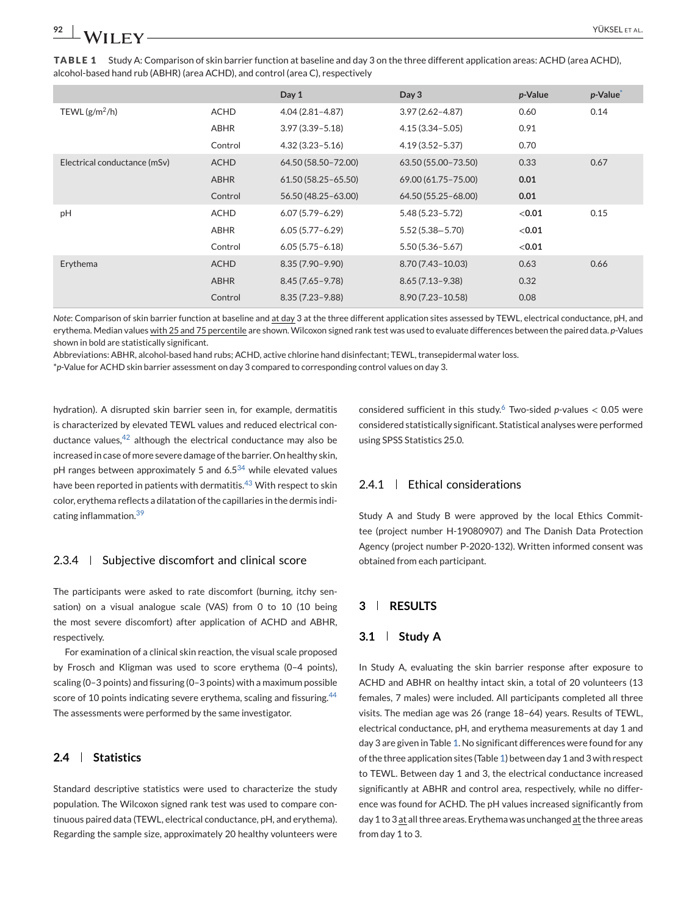**TABLE 1** Study A: Comparison of skin barrier function at baseline and day 3 on the three different application areas: ACHD (area ACHD), alcohol-based hand rub (ABHR) (area ACHD), and control (area C), respectively

| | | Day 1 | Day 3 | *p*-Value | *p*-Value* |
|---|---|---|---|---|---|
| TEWL ($g/m^2/h$) | ACHD | 4.04 (2.81–4.87) | 3.97 (2.62–4.87) | 0.60 | 0.14 |
| | ABHR | 3.97 (3.39–5.18) | 4.15 (3.34–5.05) | 0.91 | |
| | Control | 4.32 (3.23–5.16) | 4.19 (3.52–5.37) | 0.70 | |
| Electrical conductance (mSv) | ACHD | 64.50 (58.50–72.00) | 63.50 (55.00–73.50) | 0.33 | 0.67 |
| | ABHR | 61.50 (58.25–65.50) | 69.00 (61.75–75.00) | **0.01** | |
| | Control | 56.50 (48.25–63.00) | 64.50 (55.25–68.00) | **0.01** | |
| pH | ACHD | 6.07 (5.79–6.29) | 5.48 (5.23–5.72) | <**0.01** | 0.15 |
| | ABHR | 6.05 (5.77–6.29) | 5.52 (5.38—5.70) | <**0.01** | |
| | Control | 6.05 (5.75–6.18) | 5.50 (5.36–5.67) | <**0.01** | |
| Erythema | ACHD | 8.35 (7.90–9.90) | 8.70 (7.43–10.03) | 0.63 | 0.66 |
| | ABHR | 8.45 (7.65–9.78) | 8.65 (7.13–9.38) | 0.32 | |
| | Control | 8.35 (7.23–9.88) | 8.90 (7.23–10.58) | 0.08 | |

*Note*: Comparison of skin barrier function at baseline and at day 3 at the three different application sites assessed by TEWL, electrical conductance, pH, and erythema. Median values with 25 and 75 percentile are shown. Wilcoxon signed rank test was used to evaluate differences between the paired data. *p*-Values shown in bold are statistically significant.

Abbreviations: ABHR, alcohol-based hand rubs; ACHD, active chlorine hand disinfectant; TEWL, transepidermal water loss.

**p*-Value for ACHD skin barrier assessment on day 3 compared to corresponding control values on day 3.

hydration). A disrupted skin barrier seen in, for example, dermatitis is characterized by elevated TEWL values and reduced electrical conductance values,[42] although the electrical conductance may also be increased in case of more severe damage of the barrier. On healthy skin, pH ranges between approximately 5 and 6.5[34] while elevated values have been reported in patients with dermatitis.[43] With respect to skin color, erythema reflects a dilatation of the capillaries in the dermis indicating inflammation.[39]

### 2.3.4 | Subjective discomfort and clinical score

The participants were asked to rate discomfort (burning, itchy sensation) on a visual analogue scale (VAS) from 0 to 10 (10 being the most severe discomfort) after application of ACHD and ABHR, respectively.

For examination of a clinical skin reaction, the visual scale proposed by Frosch and Kligman was used to score erythema (0–4 points), scaling (0–3 points) and fissuring (0–3 points) with a maximum possible score of 10 points indicating severe erythema, scaling and fissuring.[44] The assessments were performed by the same investigator.

## 2.4 | Statistics

Standard descriptive statistics were used to characterize the study population. The Wilcoxon signed rank test was used to compare continuous paired data (TEWL, electrical conductance, pH, and erythema). Regarding the sample size, approximately 20 healthy volunteers were considered sufficient in this study.[6] Two-sided *p*-values $< 0.05$ were considered statistically significant. Statistical analyses were performed using SPSS Statistics 25.0.

### 2.4.1 | Ethical considerations

Study A and Study B were approved by the local Ethics Committee (project number H-19080907) and The Danish Data Protection Agency (project number P-2020-132). Written informed consent was obtained from each participant.

# 3 | RESULTS

## 3.1 | Study A

In Study A, evaluating the skin barrier response after exposure to ACHD and ABHR on healthy intact skin, a total of 20 volunteers (13 females, 7 males) were included. All participants completed all three visits. The median age was 26 (range 18–64) years. Results of TEWL, electrical conductance, pH, and erythema measurements at day 1 and day 3 are given in Table 1. No significant differences were found for any of the three application sites (Table 1) between day 1 and 3 with respect to TEWL. Between day 1 and 3, the electrical conductance increased significantly at ABHR and control area, respectively, while no difference was found for ACHD. The pH values increased significantly from day 1 to 3 at all three areas. Erythema was unchanged at the three areas from day 1 to 3.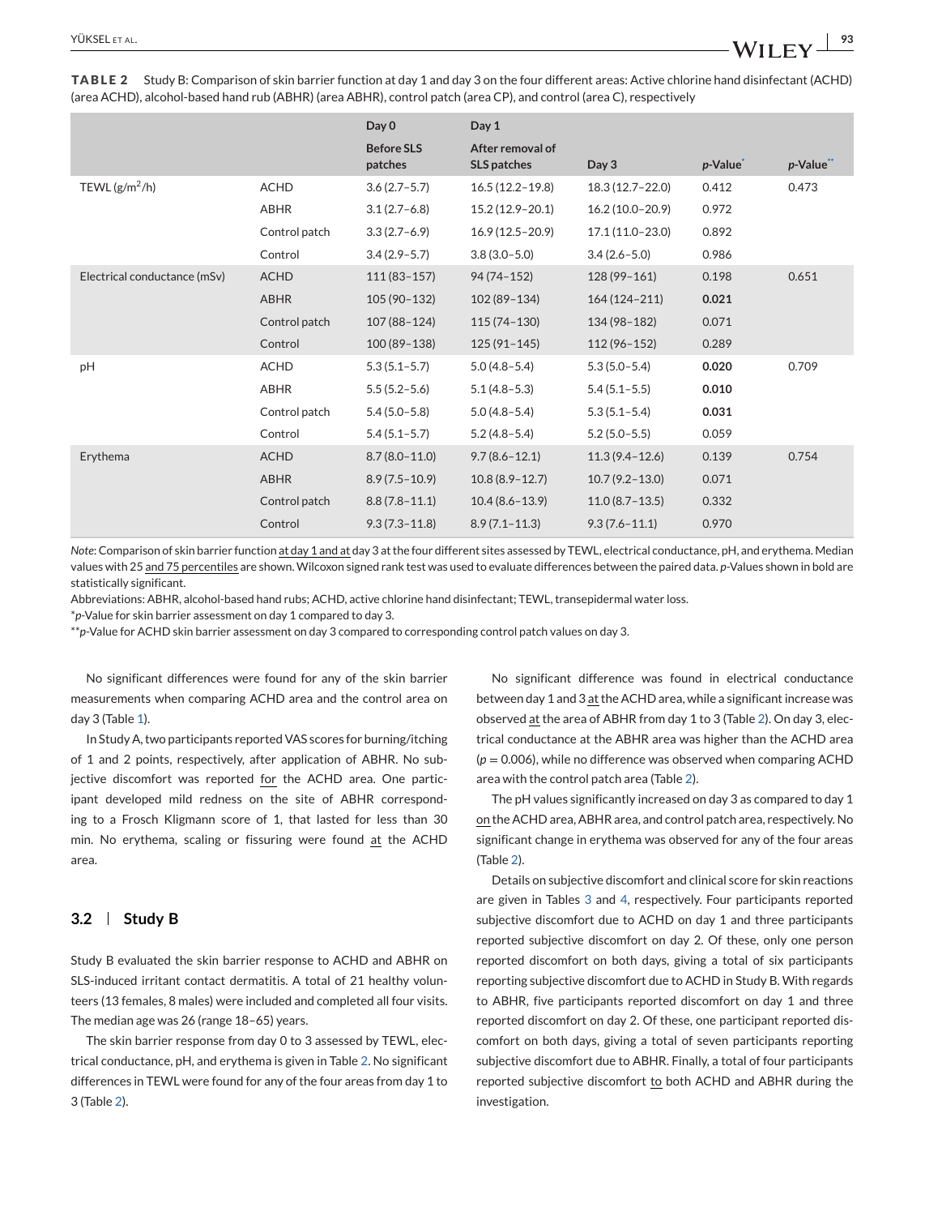**TABLE 2** Study B: Comparison of skin barrier function at day 1 and day 3 on the four different areas: Active chlorine hand disinfectant (ACHD) (area ACHD), alcohol-based hand rub (ABHR) (area ABHR), control patch (area CP), and control (area C), respectively

| | | Day 0 | Day 1 | | | |
|---|---|---|---|---|---|---|
| | | Before SLS patches | After removal of SLS patches | Day 3 | *p*-Value* | *p*-Value** |
| TEWL (g/m$^2$/h) | ACHD | 3.6 (2.7–5.7) | 16.5 (12.2–19.8) | 18.3 (12.7–22.0) | 0.412 | 0.473 |
| | ABHR | 3.1 (2.7–6.8) | 15.2 (12.9–20.1) | 16.2 (10.0–20.9) | 0.972 | |
| | Control patch | 3.3 (2.7–6.9) | 16.9 (12.5–20.9) | 17.1 (11.0–23.0) | 0.892 | |
| | Control | 3.4 (2.9–5.7) | 3.8 (3.0–5.0) | 3.4 (2.6–5.0) | 0.986 | |
| Electrical conductance (mSv) | ACHD | 111 (83–157) | 94 (74–152) | 128 (99–161) | 0.198 | 0.651 |
| | ABHR | 105 (90–132) | 102 (89–134) | 164 (124–211) | **0.021** | |
| | Control patch | 107 (88–124) | 115 (74–130) | 134 (98–182) | 0.071 | |
| | Control | 100 (89–138) | 125 (91–145) | 112 (96–152) | 0.289 | |
| pH | ACHD | 5.3 (5.1–5.7) | 5.0 (4.8–5.4) | 5.3 (5.0–5.4) | **0.020** | 0.709 |
| | ABHR | 5.5 (5.2–5.6) | 5.1 (4.8–5.3) | 5.4 (5.1–5.5) | **0.010** | |
| | Control patch | 5.4 (5.0–5.8) | 5.0 (4.8–5.4) | 5.3 (5.1–5.4) | **0.031** | |
| | Control | 5.4 (5.1–5.7) | 5.2 (4.8–5.4) | 5.2 (5.0–5.5) | 0.059 | |
| Erythema | ACHD | 8.7 (8.0–11.0) | 9.7 (8.6–12.1) | 11.3 (9.4–12.6) | 0.139 | 0.754 |
| | ABHR | 8.9 (7.5–10.9) | 10.8 (8.9–12.7) | 10.7 (9.2–13.0) | 0.071 | |
| | Control patch | 8.8 (7.8–11.1) | 10.4 (8.6–13.9) | 11.0 (8.7–13.5) | 0.332 | |
| | Control | 9.3 (7.3–11.8) | 8.9 (7.1–11.3) | 9.3 (7.6–11.1) | 0.970 | |

*Note*: Comparison of skin barrier function at day 1 and at day 3 at the four different sites assessed by TEWL, electrical conductance, pH, and erythema. Median values with 25 and 75 percentiles are shown. Wilcoxon signed rank test was used to evaluate differences between the paired data. *p*-Values shown in bold are statistically significant.

Abbreviations: ABHR, alcohol-based hand rubs; ACHD, active chlorine hand disinfectant; TEWL, transepidermal water loss.

**p*-Value for skin barrier assessment on day 1 compared to day 3.

***p*-Value for ACHD skin barrier assessment on day 3 compared to corresponding control patch values on day 3.

No significant differences were found for any of the skin barrier measurements when comparing ACHD area and the control area on day 3 (Table 1).

In Study A, two participants reported VAS scores for burning/itching of 1 and 2 points, respectively, after application of ABHR. No subjective discomfort was reported for the ACHD area. One participant developed mild redness on the site of ABHR corresponding to a Frosch Kligmann score of 1, that lasted for less than 30 min. No erythema, scaling or fissuring were found at the ACHD area.

## 3.2 | Study B

Study B evaluated the skin barrier response to ACHD and ABHR on SLS-induced irritant contact dermatitis. A total of 21 healthy volunteers (13 females, 8 males) were included and completed all four visits. The median age was 26 (range 18–65) years.

The skin barrier response from day 0 to 3 assessed by TEWL, electrical conductance, pH, and erythema is given in Table 2. No significant differences in TEWL were found for any of the four areas from day 1 to 3 (Table 2).

No significant difference was found in electrical conductance between day 1 and 3 at the ACHD area, while a significant increase was observed at the area of ABHR from day 1 to 3 (Table 2). On day 3, electrical conductance at the ABHR area was higher than the ACHD area ($p = 0.006$), while no difference was observed when comparing ACHD area with the control patch area (Table 2).

The pH values significantly increased on day 3 as compared to day 1 on the ACHD area, ABHR area, and control patch area, respectively. No significant change in erythema was observed for any of the four areas (Table 2).

Details on subjective discomfort and clinical score for skin reactions are given in Tables 3 and 4, respectively. Four participants reported subjective discomfort due to ACHD on day 1 and three participants reported subjective discomfort on day 2. Of these, only one person reported discomfort on both days, giving a total of six participants reporting subjective discomfort due to ACHD in Study B. With regards to ABHR, five participants reported discomfort on day 1 and three reported discomfort on day 2. Of these, one participant reported discomfort on both days, giving a total of seven participants reporting subjective discomfort due to ABHR. Finally, a total of four participants reported subjective discomfort to both ACHD and ABHR during the investigation.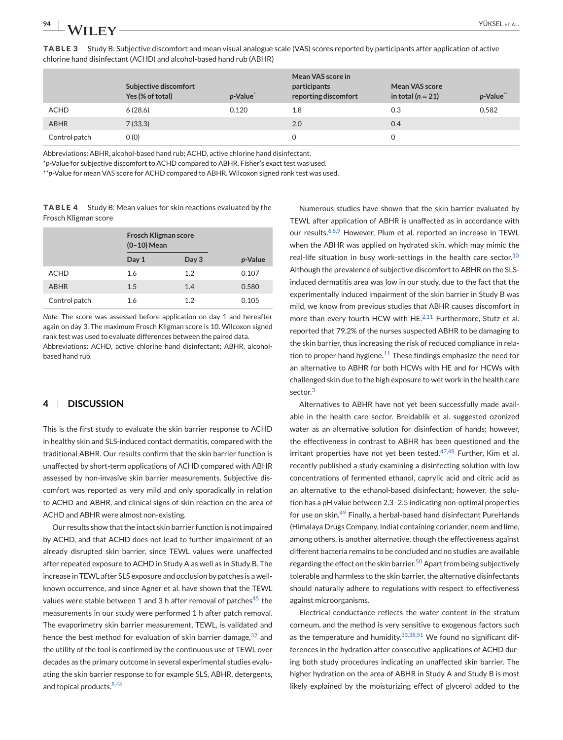**TABLE 3** Study B: Subjective discomfort and mean visual analogue scale (VAS) scores reported by participants after application of active chlorine hand disinfectant (ACHD) and alcohol-based hand rub (ABHR)

| | Subjective discomfort Yes (% of total) | p-Value* | Mean VAS score in participants reporting discomfort | Mean VAS score in total ($n = 21$) | p-Value** |
|---|---|---|---|---|---|
| ACHD | 6 (28.6) | 0.120 | 1.8 | 0.3 | 0.582 |
| ABHR | 7 (33.3) | | 2.0 | 0.4 | |
| Control patch | 0 (0) | | 0 | 0 | |

Abbreviations: ABHR, alcohol-based hand rub; ACHD, active chlorine hand disinfectant.

\*p-Value for subjective discomfort to ACHD compared to ABHR. Fisher's exact test was used.

\*\*p-Value for mean VAS score for ACHD compared to ABHR. Wilcoxon signed rank test was used.

**TABLE 4** Study B: Mean values for skin reactions evaluated by the Frosch Kligman score

| | Frosch Kligman score (0–10) Mean | | |
|---|---|---|---|
| | Day 1 | Day 3 | p-Value |
| ACHD | 1.6 | 1.2 | 0.107 |
| ABHR | 1.5 | 1.4 | 0.580 |
| Control patch | 1.6 | 1.2 | 0.105 |

*Note*: The score was assessed before application on day 1 and hereafter again on day 3. The maximum Frosch Kligman score is 10. Wilcoxon signed rank test was used to evaluate differences between the paired data.

Abbreviations: ACHD, active chlorine hand disinfectant; ABHR, alcohol-based hand rub.

## 4 | DISCUSSION

This is the first study to evaluate the skin barrier response to ACHD in healthy skin and SLS-induced contact dermatitis, compared with the traditional ABHR. Our results confirm that the skin barrier function is unaffected by short-term applications of ACHD compared with ABHR assessed by non-invasive skin barrier measurements. Subjective discomfort was reported as very mild and only sporadically in relation to ACHD and ABHR, and clinical signs of skin reaction on the area of ACHD and ABHR were almost non-existing.

Our results show that the intact skin barrier function is not impaired by ACHD, and that ACHD does not lead to further impairment of an already disrupted skin barrier, since TEWL values were unaffected after repeated exposure to ACHD in Study A as well as in Study B. The increase in TEWL after SLS exposure and occlusion by patches is a well-known occurrence, and since Agner et al. have shown that the TEWL values were stable between 1 and 3 h after removal of patches[45] the measurements in our study were performed 1 h after patch removal. The evaporimetry skin barrier measurement, TEWL, is validated and hence the best method for evaluation of skin barrier damage,[32] and the utility of the tool is confirmed by the continuous use of TEWL over decades as the primary outcome in several experimental studies evaluating the skin barrier response to for example SLS, ABHR, detergents, and topical products.[8,46]

Numerous studies have shown that the skin barrier evaluated by TEWL after application of ABHR is unaffected as in accordance with our results.[6,8,9] However, Plum et al. reported an increase in TEWL when the ABHR was applied on hydrated skin, which may mimic the real-life situation in busy work-settings in the health care sector.[10] Although the prevalence of subjective discomfort to ABHR on the SLS-induced dermatitis area was low in our study, due to the fact that the experimentally induced impairment of the skin barrier in Study B was mild, we know from previous studies that ABHR causes discomfort in more than every fourth HCW with HE.[2,11] Furthermore, Stutz et al. reported that 79.2% of the nurses suspected ABHR to be damaging to the skin barrier, thus increasing the risk of reduced compliance in relation to proper hand hygiene.[11] These findings emphasize the need for an alternative to ABHR for both HCWs with HE and for HCWs with challenged skin due to the high exposure to wet work in the health care sector.[3]

Alternatives to ABHR have not yet been successfully made available in the health care sector. Breidablik et al. suggested ozonized water as an alternative solution for disinfection of hands; however, the effectiveness in contrast to ABHR has been questioned and the irritant properties have not yet been tested.[47,48] Further, Kim et al. recently published a study examining a disinfecting solution with low concentrations of fermented ethanol, caprylic acid and citric acid as an alternative to the ethanol-based disinfectant; however, the solution has a pH value between 2.3–2.5 indicating non-optimal properties for use on skin.[49] Finally, a herbal-based hand disinfectant PureHands (Himalaya Drugs Company, India) containing coriander, neem and lime, among others, is another alternative, though the effectiveness against different bacteria remains to be concluded and no studies are available regarding the effect on the skin barrier.[50] Apart from being subjectively tolerable and harmless to the skin barrier, the alternative disinfectants should naturally adhere to regulations with respect to effectiveness against microorganisms.

Electrical conductance reflects the water content in the stratum corneum, and the method is very sensitive to exogenous factors such as the temperature and humidity.[33,38,51] We found no significant differences in the hydration after consecutive applications of ACHD during both study procedures indicating an unaffected skin barrier. The higher hydration on the area of ABHR in Study A and Study B is most likely explained by the moisturizing effect of glycerol added to the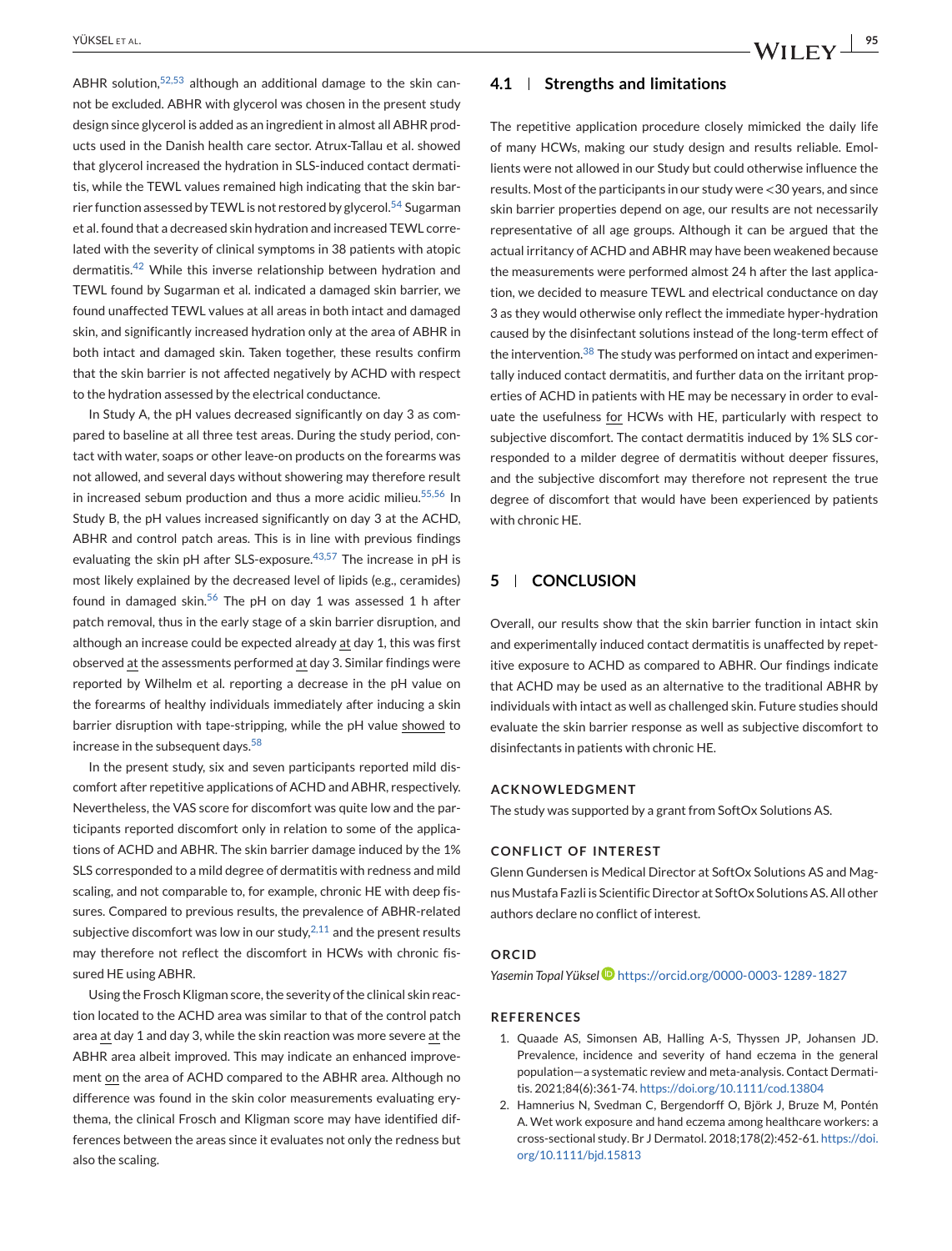ABHR solution,[52,53] although an additional damage to the skin cannot be excluded. ABHR with glycerol was chosen in the present study design since glycerol is added as an ingredient in almost all ABHR products used in the Danish health care sector. Atrux-Tallau et al. showed that glycerol increased the hydration in SLS-induced contact dermatitis, while the TEWL values remained high indicating that the skin barrier function assessed by TEWL is not restored by glycerol.[54] Sugarman et al. found that a decreased skin hydration and increased TEWL correlated with the severity of clinical symptoms in 38 patients with atopic dermatitis.[42] While this inverse relationship between hydration and TEWL found by Sugarman et al. indicated a damaged skin barrier, we found unaffected TEWL values at all areas in both intact and damaged skin, and significantly increased hydration only at the area of ABHR in both intact and damaged skin. Taken together, these results confirm that the skin barrier is not affected negatively by ACHD with respect to the hydration assessed by the electrical conductance.

In Study A, the pH values decreased significantly on day 3 as compared to baseline at all three test areas. During the study period, contact with water, soaps or other leave-on products on the forearms was not allowed, and several days without showering may therefore result in increased sebum production and thus a more acidic milieu.[55,56] In Study B, the pH values increased significantly on day 3 at the ACHD, ABHR and control patch areas. This is in line with previous findings evaluating the skin pH after SLS-exposure.[43,57] The increase in pH is most likely explained by the decreased level of lipids (e.g., ceramides) found in damaged skin.[56] The pH on day 1 was assessed 1 h after patch removal, thus in the early stage of a skin barrier disruption, and although an increase could be expected already at day 1, this was first observed at the assessments performed at day 3. Similar findings were reported by Wilhelm et al. reporting a decrease in the pH value on the forearms of healthy individuals immediately after inducing a skin barrier disruption with tape-stripping, while the pH value showed to increase in the subsequent days.[58]

In the present study, six and seven participants reported mild discomfort after repetitive applications of ACHD and ABHR, respectively. Nevertheless, the VAS score for discomfort was quite low and the participants reported discomfort only in relation to some of the applications of ACHD and ABHR. The skin barrier damage induced by the 1% SLS corresponded to a mild degree of dermatitis with redness and mild scaling, and not comparable to, for example, chronic HE with deep fissures. Compared to previous results, the prevalence of ABHR-related subjective discomfort was low in our study,[2,11] and the present results may therefore not reflect the discomfort in HCWs with chronic fissured HE using ABHR.

Using the Frosch Kligman score, the severity of the clinical skin reaction located to the ACHD area was similar to that of the control patch area at day 1 and day 3, while the skin reaction was more severe at the ABHR area albeit improved. This may indicate an enhanced improvement on the area of ACHD compared to the ABHR area. Although no difference was found in the skin color measurements evaluating erythema, the clinical Frosch and Kligman score may have identified differences between the areas since it evaluates not only the redness but also the scaling.

### 4.1 | Strengths and limitations

The repetitive application procedure closely mimicked the daily life of many HCWs, making our study design and results reliable. Emollients were not allowed in our Study but could otherwise influence the results. Most of the participants in our study were <30 years, and since skin barrier properties depend on age, our results are not necessarily representative of all age groups. Although it can be argued that the actual irritancy of ACHD and ABHR may have been weakened because the measurements were performed almost 24 h after the last application, we decided to measure TEWL and electrical conductance on day 3 as they would otherwise only reflect the immediate hyper-hydration caused by the disinfectant solutions instead of the long-term effect of the intervention.[38] The study was performed on intact and experimentally induced contact dermatitis, and further data on the irritant properties of ACHD in patients with HE may be necessary in order to evaluate the usefulness for HCWs with HE, particularly with respect to subjective discomfort. The contact dermatitis induced by 1% SLS corresponded to a milder degree of dermatitis without deeper fissures, and the subjective discomfort may therefore not represent the true degree of discomfort that would have been experienced by patients with chronic HE.

## 5 | CONCLUSION

Overall, our results show that the skin barrier function in intact skin and experimentally induced contact dermatitis is unaffected by repetitive exposure to ACHD as compared to ABHR. Our findings indicate that ACHD may be used as an alternative to the traditional ABHR by individuals with intact as well as challenged skin. Future studies should evaluate the skin barrier response as well as subjective discomfort to disinfectants in patients with chronic HE.

### ACKNOWLEDGMENT

The study was supported by a grant from SoftOx Solutions AS.

### CONFLICT OF INTEREST

Glenn Gundersen is Medical Director at SoftOx Solutions AS and Magnus Mustafa Fazli is Scientific Director at SoftOx Solutions AS. All other authors declare no conflict of interest.

### ORCID

*Yasemin Topal Yüksel* https://orcid.org/0000-0003-1289-1827

### REFERENCES

1. Quaade AS, Simonsen AB, Halling A-S, Thyssen JP, Johansen JD. Prevalence, incidence and severity of hand eczema in the general population—a systematic review and meta-analysis. Contact Dermatitis. 2021;84(6):361-74. https://doi.org/10.1111/cod.13804
2. Hamnerius N, Svedman C, Bergendorff O, Björk J, Bruze M, Pontén A. Wet work exposure and hand eczema among healthcare workers: a cross-sectional study. Br J Dermatol. 2018;178(2):452-61. https://doi.org/10.1111/bjd.15813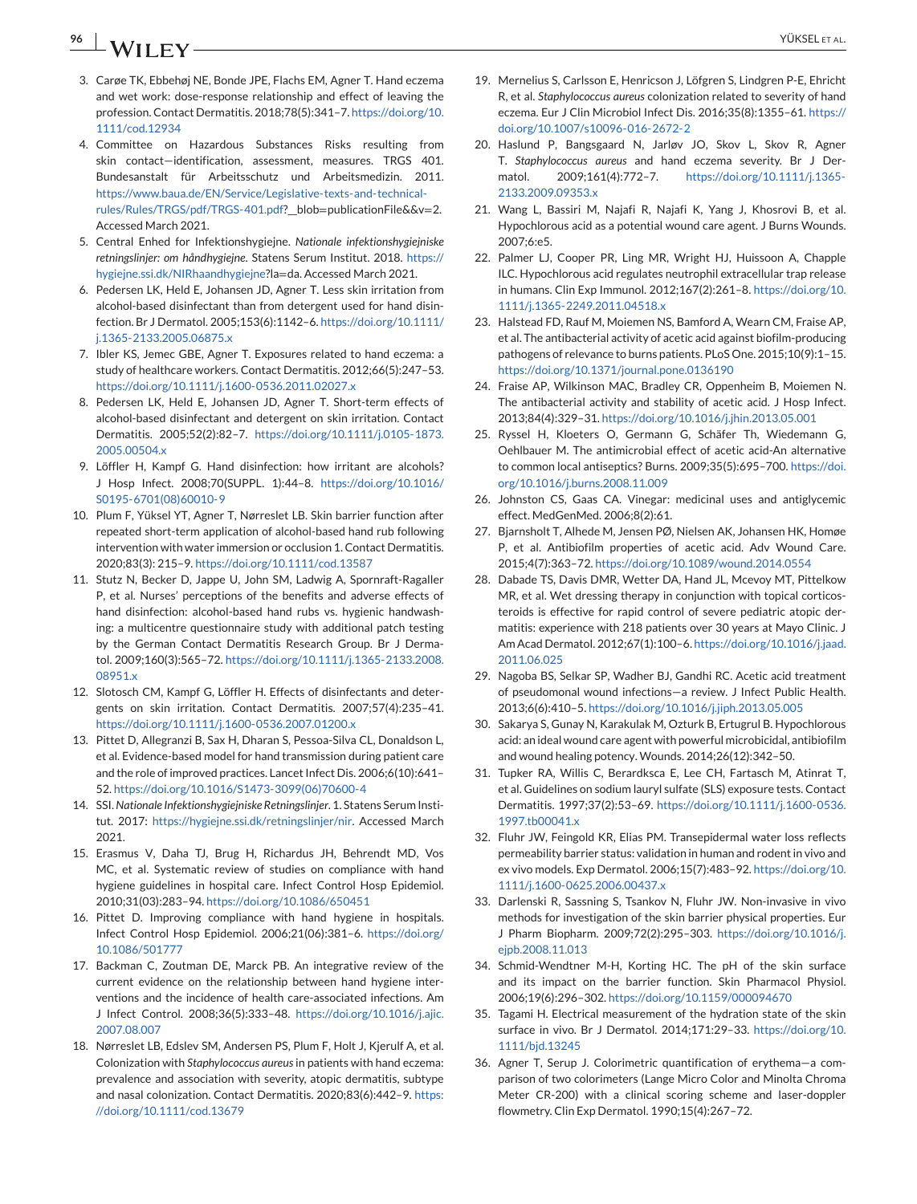3. Carøe TK, Ebbehøj NE, Bonde JPE, Flachs EM, Agner T. Hand eczema and wet work: dose-response relationship and effect of leaving the profession. Contact Dermatitis. 2018;78(5):341–7. https://doi.org/10.1111/cod.12934
4. Committee on Hazardous Substances Risks resulting from skin contact—identification, assessment, measures. TRGS 401. Bundesanstalt für Arbeitsschutz und Arbeitsmedizin. 2011. https://www.baua.de/EN/Service/Legislative-texts-and-technical-rules/Rules/TRGS/pdf/TRGS-401.pdf?__blob=publicationFile&v=2. Accessed March 2021.
5. Central Enhed for Infektionshygiejne. *Nationale infektionshygiejniske retningslinjer: om håndhygiejne.* Statens Serum Institut. 2018. https://hygiejne.ssi.dk/NIRhaandhygiejne?la=da. Accessed March 2021.
6. Pedersen LK, Held E, Johansen JD, Agner T. Less skin irritation from alcohol-based disinfectant than from detergent used for hand disinfection. Br J Dermatol. 2005;153(6):1142–6. https://doi.org/10.1111/j.1365-2133.2005.06875.x
7. Ibler KS, Jemec GBE, Agner T. Exposures related to hand eczema: a study of healthcare workers. Contact Dermatitis. 2012;66(5):247–53. https://doi.org/10.1111/j.1600-0536.2011.02027.x
8. Pedersen LK, Held E, Johansen JD, Agner T. Short-term effects of alcohol-based disinfectant and detergent on skin irritation. Contact Dermatitis. 2005;52(2):82–7. https://doi.org/10.1111/j.0105-1873.2005.00504.x
9. Löffler H, Kampf G. Hand disinfection: how irritant are alcohols? J Hosp Infect. 2008;70(SUPPL. 1):44–8. https://doi.org/10.1016/S0195-6701(08)60010-9
10. Plum F, Yüksel YT, Agner T, Nørreslet LB. Skin barrier function after repeated short-term application of alcohol-based hand rub following intervention with water immersion or occlusion 1. Contact Dermatitis. 2020;83(3): 215–9. https://doi.org/10.1111/cod.13587
11. Stutz N, Becker D, Jappe U, John SM, Ladwig A, Spornraft-Ragaller P, et al. Nurses' perceptions of the benefits and adverse effects of hand disinfection: alcohol-based hand rubs vs. hygienic handwashing: a multicentre questionnaire study with additional patch testing by the German Contact Dermatitis Research Group. Br J Dermatol. 2009;160(3):565–72. https://doi.org/10.1111/j.1365-2133.2008.08951.x
12. Slotosch CM, Kampf G, Löffler H. Effects of disinfectants and detergents on skin irritation. Contact Dermatitis. 2007;57(4):235–41. https://doi.org/10.1111/j.1600-0536.2007.01200.x
13. Pittet D, Allegranzi B, Sax H, Dharan S, Pessoa-Silva CL, Donaldson L, et al. Evidence-based model for hand transmission during patient care and the role of improved practices. Lancet Infect Dis. 2006;6(10):641–52. https://doi.org/10.1016/S1473-3099(06)70600-4
14. SSI. *Nationale Infektionshygiejniske Retningslinjer.* 1. Statens Serum Institut. 2017: https://hygiejne.ssi.dk/retningslinjer/nir. Accessed March 2021.
15. Erasmus V, Daha TJ, Brug H, Richardus JH, Behrendt MD, Vos MC, et al. Systematic review of studies on compliance with hand hygiene guidelines in hospital care. Infect Control Hosp Epidemiol. 2010;31(03):283–94. https://doi.org/10.1086/650451
16. Pittet D. Improving compliance with hand hygiene in hospitals. Infect Control Hosp Epidemiol. 2006;21(06):381–6. https://doi.org/10.1086/501777
17. Backman C, Zoutman DE, Marck PB. An integrative review of the current evidence on the relationship between hand hygiene interventions and the incidence of health care-associated infections. Am J Infect Control. 2008;36(5):333–48. https://doi.org/10.1016/j.ajic.2007.08.007
18. Nørreslet LB, Edslev SM, Andersen PS, Plum F, Holt J, Kjerulf A, et al. Colonization with *Staphylococcus aureus* in patients with hand eczema: prevalence and association with severity, atopic dermatitis, subtype and nasal colonization. Contact Dermatitis. 2020;83(6):442–9. https://doi.org/10.1111/cod.13679
19. Mernelius S, Carlsson E, Henricson J, Löfgren S, Lindgren P-E, Ehricht R, et al. *Staphylococcus aureus* colonization related to severity of hand eczema. Eur J Clin Microbiol Infect Dis. 2016;35(8):1355–61. https://doi.org/10.1007/s10096-016-2672-2
20. Haslund P, Bangsgaard N, Jarløv JO, Skov L, Skov R, Agner T. *Staphylococcus aureus* and hand eczema severity. Br J Dermatol. 2009;161(4):772–7. https://doi.org/10.1111/j.1365-2133.2009.09353.x
21. Wang L, Bassiri M, Najafi R, Najafi K, Yang J, Khosrovi B, et al. Hypochlorous acid as a potential wound care agent. J Burns Wounds. 2007;6:e5.
22. Palmer LJ, Cooper PR, Ling MR, Wright HJ, Huissoon A, Chapple ILC. Hypochlorous acid regulates neutrophil extracellular trap release in humans. Clin Exp Immunol. 2012;167(2):261–8. https://doi.org/10.1111/j.1365-2249.2011.04518.x
23. Halstead FD, Rauf M, Moiemen NS, Bamford A, Wearn CM, Fraise AP, et al. The antibacterial activity of acetic acid against biofilm-producing pathogens of relevance to burns patients. PLoS One. 2015;10(9):1–15. https://doi.org/10.1371/journal.pone.0136190
24. Fraise AP, Wilkinson MAC, Bradley CR, Oppenheim B, Moiemen N. The antibacterial activity and stability of acetic acid. J Hosp Infect. 2013;84(4):329–31. https://doi.org/10.1016/j.jhin.2013.05.001
25. Ryssel H, Kloeters O, Germann G, Schäfer Th, Wiedemann G, Oehlbauer M. The antimicrobial effect of acetic acid-An alternative to common local antiseptics? Burns. 2009;35(5):695–700. https://doi.org/10.1016/j.burns.2008.11.009
26. Johnston CS, Gaas CA. Vinegar: medicinal uses and antiglycemic effect. MedGenMed. 2006;8(2):61.
27. Bjarnsholt T, Alhede M, Jensen PØ, Nielsen AK, Johansen HK, Homøe P, et al. Antibiofilm properties of acetic acid. Adv Wound Care. 2015;4(7):363–72. https://doi.org/10.1089/wound.2014.0554
28. Dabade TS, Davis DMR, Wetter DA, Hand JL, Mcevoy MT, Pittelkow MR, et al. Wet dressing therapy in conjunction with topical corticosteroids is effective for rapid control of severe pediatric atopic dermatitis: experience with 218 patients over 30 years at Mayo Clinic. J Am Acad Dermatol. 2012;67(1):100–6. https://doi.org/10.1016/j.jaad.2011.06.025
29. Nagoba BS, Selkar SP, Wadher BJ, Gandhi RC. Acetic acid treatment of pseudomonal wound infections—a review. J Infect Public Health. 2013;6(6):410–5. https://doi.org/10.1016/j.jiph.2013.05.005
30. Sakarya S, Gunay N, Karakulak M, Ozturk B, Ertugrul B. Hypochlorous acid: an ideal wound care agent with powerful microbicidal, antibiofilm and wound healing potency. Wounds. 2014;26(12):342–50.
31. Tupker RA, Willis C, Berardksca E, Lee CH, Fartasch M, Atinrat T, et al. Guidelines on sodium lauryl sulfate (SLS) exposure tests. Contact Dermatitis. 1997;37(2):53–69. https://doi.org/10.1111/j.1600-0536.1997.tb00041.x
32. Fluhr JW, Feingold KR, Elias PM. Transepidermal water loss reflects permeability barrier status: validation in human and rodent in vivo and ex vivo models. Exp Dermatol. 2006;15(7):483–92. https://doi.org/10.1111/j.1600-0625.2006.00437.x
33. Darlenski R, Sassning S, Tsankov N, Fluhr JW. Non-invasive in vivo methods for investigation of the skin barrier physical properties. Eur J Pharm Biopharm. 2009;72(2):295–303. https://doi.org/10.1016/j.ejpb.2008.11.013
34. Schmid-Wendtner M-H, Korting HC. The pH of the skin surface and its impact on the barrier function. Skin Pharmacol Physiol. 2006;19(6):296–302. https://doi.org/10.1159/000094670
35. Tagami H. Electrical measurement of the hydration state of the skin surface in vivo. Br J Dermatol. 2014;171:29–33. https://doi.org/10.1111/bjd.13245
36. Agner T, Serup J. Colorimetric quantification of erythema—a comparison of two colorimeters (Lange Micro Color and Minolta Chroma Meter CR-200) with a clinical scoring scheme and laser-doppler flowmetry. Clin Exp Dermatol. 1990;15(4):267–72.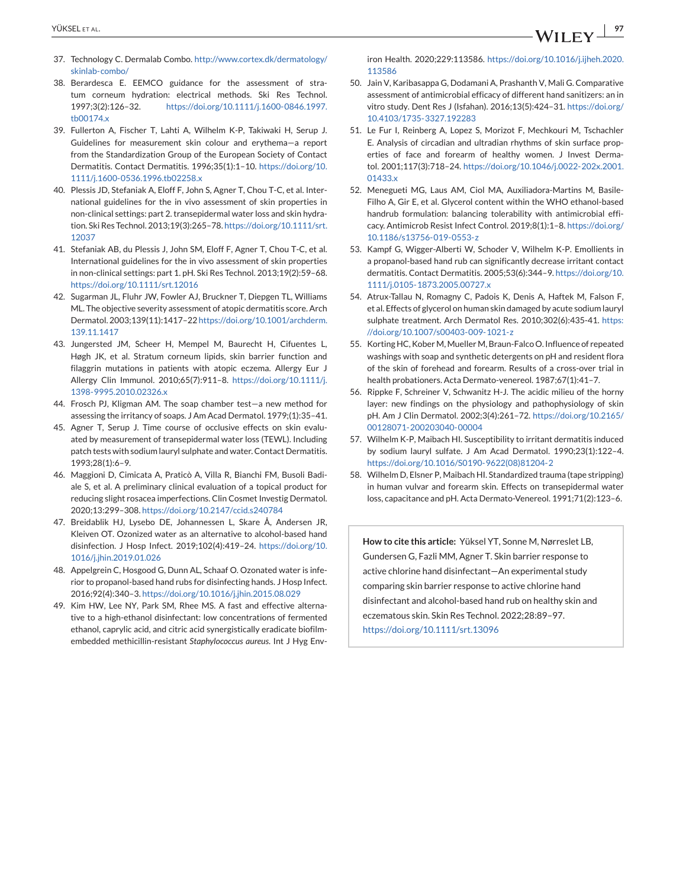37. Technology C. Dermalab Combo. http://www.cortex.dk/dermatology/skinlab-combo/
38. Berardesca E. EEMCO guidance for the assessment of stratum corneum hydration: electrical methods. Ski Res Technol. 1997;3(2):126–32. https://doi.org/10.1111/j.1600-0846.1997.tb00174.x
39. Fullerton A, Fischer T, Lahti A, Wilhelm K-P, Takiwaki H, Serup J. Guidelines for measurement skin colour and erythema—a report from the Standardization Group of the European Society of Contact Dermatitis. Contact Dermatitis. 1996;35(1):1–10. https://doi.org/10.1111/j.1600-0536.1996.tb02258.x
40. Plessis JD, Stefaniak A, Eloff F, John S, Agner T, Chou T-C, et al. International guidelines for the in vivo assessment of skin properties in non-clinical settings: part 2. transepidermal water loss and skin hydration. Ski Res Technol. 2013;19(3):265–78. https://doi.org/10.1111/srt.12037
41. Stefaniak AB, du Plessis J, John SM, Eloff F, Agner T, Chou T-C, et al. International guidelines for the in vivo assessment of skin properties in non-clinical settings: part 1. pH. Ski Res Technol. 2013;19(2):59–68. https://doi.org/10.1111/srt.12016
42. Sugarman JL, Fluhr JW, Fowler AJ, Bruckner T, Diepgen TL, Williams ML. The objective severity assessment of atopic dermatitis score. Arch Dermatol. 2003;139(11):1417–22 https://doi.org/10.1001/archderm.139.11.1417
43. Jungersted JM, Scheer H, Mempel M, Baurecht H, Cifuentes L, Høgh JK, et al. Stratum corneum lipids, skin barrier function and filaggrin mutations in patients with atopic eczema. Allergy Eur J Allergy Clin Immunol. 2010;65(7):911–8. https://doi.org/10.1111/j.1398-9995.2010.02326.x
44. Frosch PJ, Kligman AM. The soap chamber test—a new method for assessing the irritancy of soaps. J Am Acad Dermatol. 1979;(1):35–41.
45. Agner T, Serup J. Time course of occlusive effects on skin evaluated by measurement of transepidermal water loss (TEWL). Including patch tests with sodium lauryl sulphate and water. Contact Dermatitis. 1993;28(1):6–9.
46. Maggioni D, Cimicata A, Praticò A, Villa R, Bianchi FM, Busoli Badiale S, et al. A preliminary clinical evaluation of a topical product for reducing slight rosacea imperfections. Clin Cosmet Investig Dermatol. 2020;13:299–308. https://doi.org/10.2147/ccid.s240784
47. Breidablik HJ, Lysebo DE, Johannessen L, Skare Å, Andersen JR, Kleiven OT. Ozonized water as an alternative to alcohol-based hand disinfection. J Hosp Infect. 2019;102(4):419–24. https://doi.org/10.1016/j.jhin.2019.01.026
48. Appelgrein C, Hosgood G, Dunn AL, Schaaf O. Ozonated water is inferior to propanol-based hand rubs for disinfecting hands. J Hosp Infect. 2016;92(4):340–3. https://doi.org/10.1016/j.jhin.2015.08.029
49. Kim HW, Lee NY, Park SM, Rhee MS. A fast and effective alternative to a high-ethanol disinfectant: low concentrations of fermented ethanol, caprylic acid, and citric acid synergistically eradicate biofilm-embedded methicillin-resistant *Staphylococcus aureus*. Int J Hyg Environ Health. 2020;229:113586. https://doi.org/10.1016/j.ijheh.2020.113586
50. Jain V, Karibasappa G, Dodamani A, Prashanth V, Mali G. Comparative assessment of antimicrobial efficacy of different hand sanitizers: an in vitro study. Dent Res J (Isfahan). 2016;13(5):424–31. https://doi.org/10.4103/1735-3327.192283
51. Le Fur I, Reinberg A, Lopez S, Morizot F, Mechkouri M, Tschachler E. Analysis of circadian and ultradian rhythms of skin surface properties of face and forearm of healthy women. J Invest Dermatol. 2001;117(3):718–24. https://doi.org/10.1046/j.0022-202x.2001.01433.x
52. Menegueti MG, Laus AM, Ciol MA, Auxiliadora-Martins M, Basile-Filho A, Gir E, et al. Glycerol content within the WHO ethanol-based handrub formulation: balancing tolerability with antimicrobial efficacy. Antimicrob Resist Infect Control. 2019;8(1):1–8. https://doi.org/10.1186/s13756-019-0553-z
53. Kampf G, Wigger-Alberti W, Schoder V, Wilhelm K-P. Emollients in a propanol-based hand rub can significantly decrease irritant contact dermatitis. Contact Dermatitis. 2005;53(6):344–9. https://doi.org/10.1111/j.0105-1873.2005.00727.x
54. Atrux-Tallau N, Romagny C, Padois K, Denis A, Haftek M, Falson F, et al. Effects of glycerol on human skin damaged by acute sodium lauryl sulphate treatment. Arch Dermatol Res. 2010;302(6):435-41. https://doi.org/10.1007/s00403-009-1021-z
55. Korting HC, Kober M, Mueller M, Braun-Falco O. Influence of repeated washings with soap and synthetic detergents on pH and resident flora of the skin of forehead and forearm. Results of a cross-over trial in health probationers. Acta Dermato-venereol. 1987;67(1):41–7.
56. Rippke F, Schreiner V, Schwanitz H-J. The acidic milieu of the horny layer: new findings on the physiology and pathophysiology of skin pH. Am J Clin Dermatol. 2002;3(4):261–72. https://doi.org/10.2165/00128071-200203040-00004
57. Wilhelm K-P, Maibach HI. Susceptibility to irritant dermatitis induced by sodium lauryl sulfate. J Am Acad Dermatol. 1990;23(1):122–4. https://doi.org/10.1016/S0190-9622(08)81204-2
58. Wilhelm D, Elsner P, Maibach HI. Standardized trauma (tape stripping) in human vulvar and forearm skin. Effects on transepidermal water loss, capacitance and pH. Acta Dermato-Venereol. 1991;71(2):123–6.

**How to cite this article:** Yüksel YT, Sonne M, Nørreslet LB, Gundersen G, Fazli MM, Agner T. Skin barrier response to active chlorine hand disinfectant—An experimental study comparing skin barrier response to active chlorine hand disinfectant and alcohol-based hand rub on healthy skin and eczematous skin. Skin Res Technol. 2022;28:89–97. https://doi.org/10.1111/srt.13096